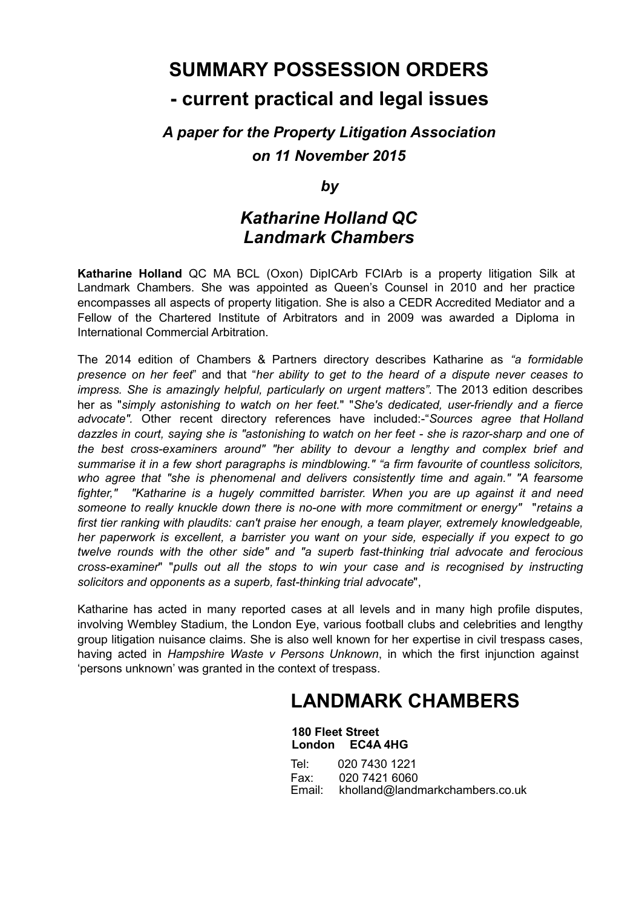# SUMMARY POSSESSION ORDERS

## - current practical and legal issues

### *A paper for the Property Litigation Association*

### *on 11 November 2015*

***by***

## *Katharine Holland QC*
## *Landmark Chambers*

**Katharine Holland** QC MA BCL (Oxon) DipICArb FCIArb is a property litigation Silk at Landmark Chambers. She was appointed as Queen's Counsel in 2010 and her practice encompasses all aspects of property litigation. She is also a CEDR Accredited Mediator and a Fellow of the Chartered Institute of Arbitrators and in 2009 was awarded a Diploma in International Commercial Arbitration.

The 2014 edition of Chambers & Partners directory describes Katharine as *"a formidable presence on her feet*" and that "*her ability to get to the heard of a dispute never ceases to impress. She is amazingly helpful, particularly on urgent matters"*. The 2013 edition describes her as "*simply astonishing to watch on her feet.*" "*She's dedicated, user-friendly and a fierce advocate".* Other recent directory references have included:-"*Sources agree that Holland dazzles in court, saying she is "astonishing to watch on her feet - she is razor-sharp and one of the best cross-examiners around" "her ability to devour a lengthy and complex brief and summarise it in a few short paragraphs is mindblowing." "a firm favourite of countless solicitors, who agree that "she is phenomenal and delivers consistently time and again." "A fearsome fighter," "Katharine is a hugely committed barrister. When you are up against it and need someone to really knuckle down there is no-one with more commitment or energy"* "*retains a first tier ranking with plaudits: can't praise her enough, a team player, extremely knowledgeable, her paperwork is excellent, a barrister you want on your side, especially if you expect to go twelve rounds with the other side" and "a superb fast-thinking trial advocate and ferocious cross-examiner*" "*pulls out all the stops to win your case and is recognised by instructing solicitors and opponents as a superb, fast-thinking trial advocate*",

Katharine has acted in many reported cases at all levels and in many high profile disputes, involving Wembley Stadium, the London Eye, various football clubs and celebrities and lengthy group litigation nuisance claims. She is also well known for her expertise in civil trespass cases, having acted in *Hampshire Waste v Persons Unknown*, in which the first injunction against 'persons unknown' was granted in the context of trespass.

## LANDMARK CHAMBERS

**180 Fleet Street**
**London EC4A 4HG**

Tel: 020 7430 1221
Fax: 020 7421 6060
Email: kholland@landmarkchambers.co.uk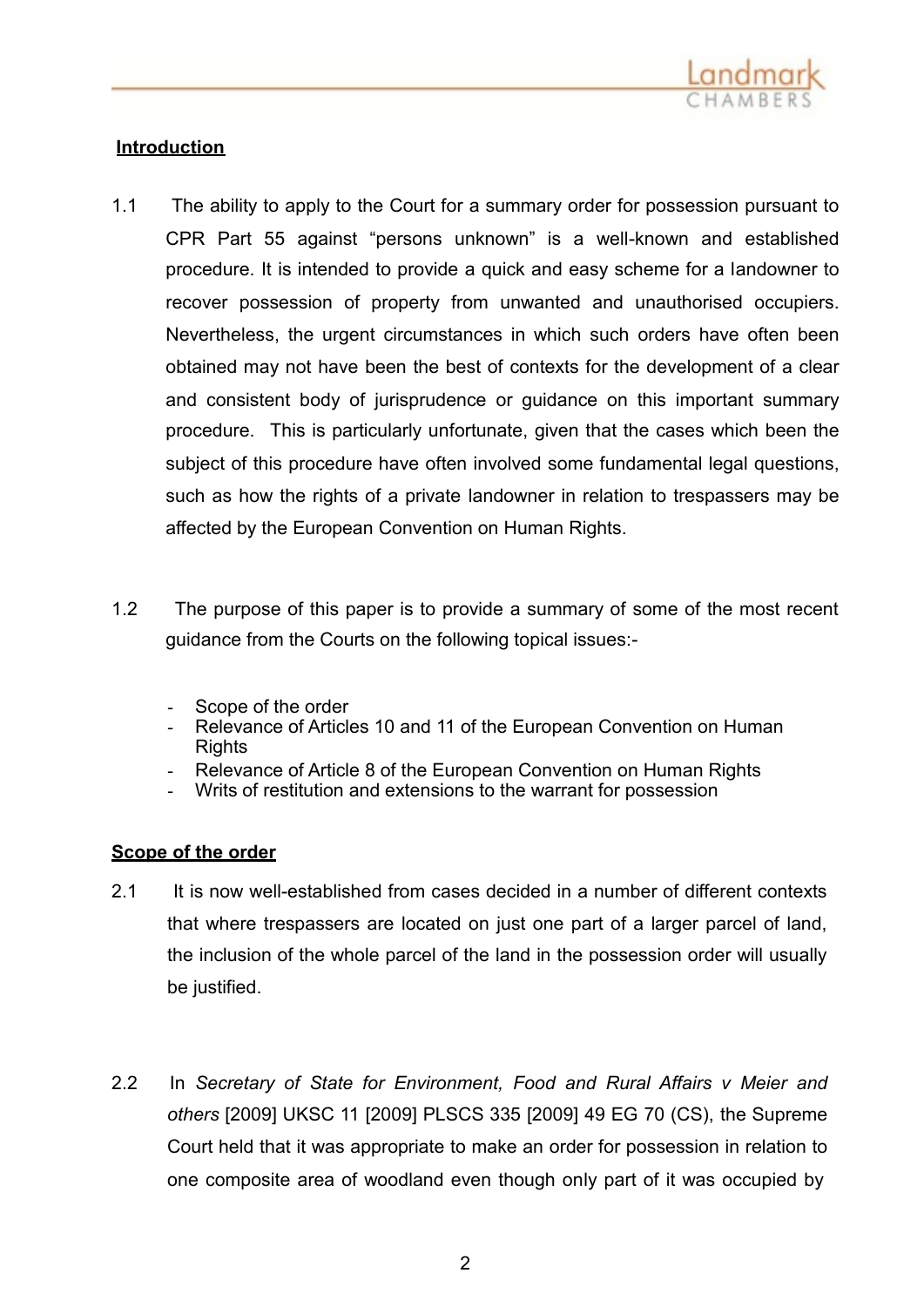**Introduction**

1.1 The ability to apply to the Court for a summary order for possession pursuant to CPR Part 55 against "persons unknown" is a well-known and established procedure. It is intended to provide a quick and easy scheme for a landowner to recover possession of property from unwanted and unauthorised occupiers. Nevertheless, the urgent circumstances in which such orders have often been obtained may not have been the best of contexts for the development of a clear and consistent body of jurisprudence or guidance on this important summary procedure. This is particularly unfortunate, given that the cases which been the subject of this procedure have often involved some fundamental legal questions, such as how the rights of a private landowner in relation to trespassers may be affected by the European Convention on Human Rights.

1.2 The purpose of this paper is to provide a summary of some of the most recent guidance from the Courts on the following topical issues:-

- Scope of the order
- Relevance of Articles 10 and 11 of the European Convention on Human Rights
- Relevance of Article 8 of the European Convention on Human Rights
- Writs of restitution and extensions to the warrant for possession

**Scope of the order**

2.1 It is now well-established from cases decided in a number of different contexts that where trespassers are located on just one part of a larger parcel of land, the inclusion of the whole parcel of the land in the possession order will usually be justified.

2.2 In *Secretary of State for Environment, Food and Rural Affairs v Meier and others* [2009] UKSC 11 [2009] PLSCS 335 [2009] 49 EG 70 (CS), the Supreme Court held that it was appropriate to make an order for possession in relation to one composite area of woodland even though only part of it was occupied by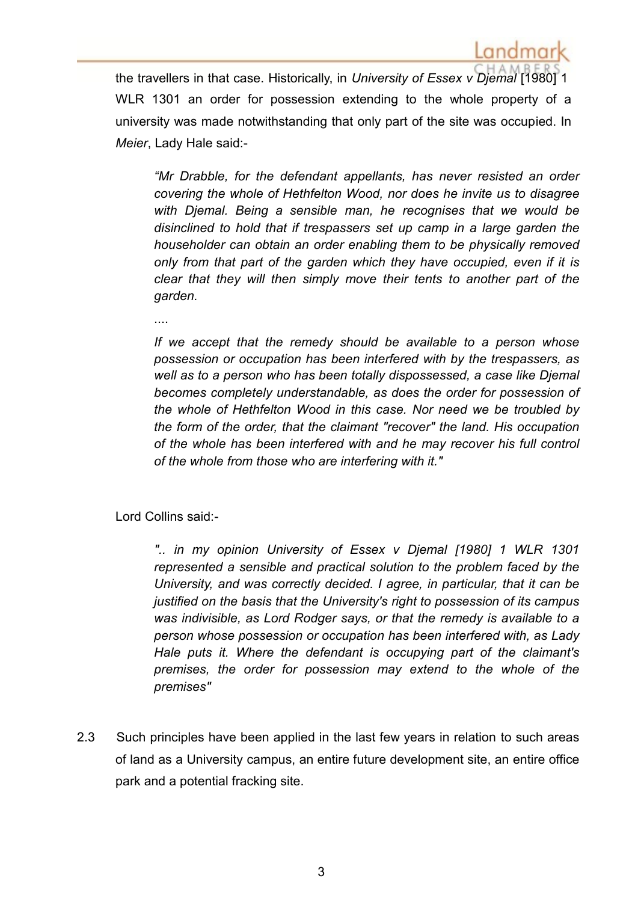the travellers in that case. Historically, in *University of Essex v Djemal* [1980] 1 WLR 1301 an order for possession extending to the whole property of a university was made notwithstanding that only part of the site was occupied. In *Meier*, Lady Hale said:-

> *"Mr Drabble, for the defendant appellants, has never resisted an order covering the whole of Hethfelton Wood, nor does he invite us to disagree with Djemal. Being a sensible man, he recognises that we would be disinclined to hold that if trespassers set up camp in a large garden the householder can obtain an order enabling them to be physically removed only from that part of the garden which they have occupied, even if it is clear that they will then simply move their tents to another part of the garden.*
>
> ....
>
> *If we accept that the remedy should be available to a person whose possession or occupation has been interfered with by the trespassers, as well as to a person who has been totally dispossessed, a case like Djemal becomes completely understandable, as does the order for possession of the whole of Hethfelton Wood in this case. Nor need we be troubled by the form of the order, that the claimant "recover" the land. His occupation of the whole has been interfered with and he may recover his full control of the whole from those who are interfering with it."*

Lord Collins said:-

> *".. in my opinion University of Essex v Djemal [1980] 1 WLR 1301 represented a sensible and practical solution to the problem faced by the University, and was correctly decided. I agree, in particular, that it can be justified on the basis that the University's right to possession of its campus was indivisible, as Lord Rodger says, or that the remedy is available to a person whose possession or occupation has been interfered with, as Lady Hale puts it. Where the defendant is occupying part of the claimant's premises, the order for possession may extend to the whole of the premises"*

2.3 Such principles have been applied in the last few years in relation to such areas of land as a University campus, an entire future development site, an entire office park and a potential fracking site.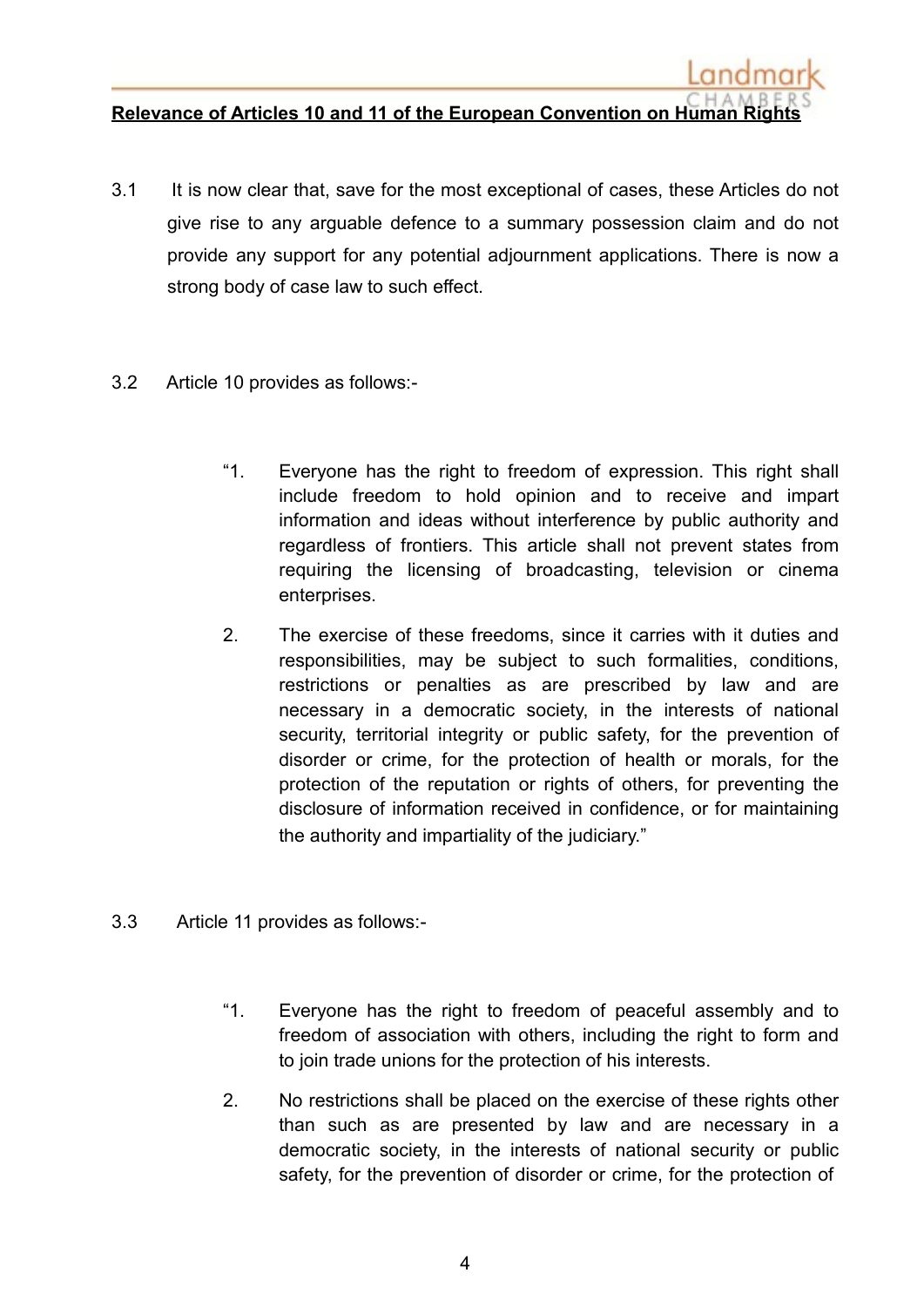**Relevance of Articles 10 and 11 of the European Convention on Human Rights**

3.1 It is now clear that, save for the most exceptional of cases, these Articles do not give rise to any arguable defence to a summary possession claim and do not provide any support for any potential adjournment applications. There is now a strong body of case law to such effect.

3.2 Article 10 provides as follows:-

> "1. Everyone has the right to freedom of expression. This right shall include freedom to hold opinion and to receive and impart information and ideas without interference by public authority and regardless of frontiers. This article shall not prevent states from requiring the licensing of broadcasting, television or cinema enterprises.
>
> 2. The exercise of these freedoms, since it carries with it duties and responsibilities, may be subject to such formalities, conditions, restrictions or penalties as are prescribed by law and are necessary in a democratic society, in the interests of national security, territorial integrity or public safety, for the prevention of disorder or crime, for the protection of health or morals, for the protection of the reputation or rights of others, for preventing the disclosure of information received in confidence, or for maintaining the authority and impartiality of the judiciary."

3.3 Article 11 provides as follows:-

> "1. Everyone has the right to freedom of peaceful assembly and to freedom of association with others, including the right to form and to join trade unions for the protection of his interests.
>
> 2. No restrictions shall be placed on the exercise of these rights other than such as are presented by law and are necessary in a democratic society, in the interests of national security or public safety, for the prevention of disorder or crime, for the protection of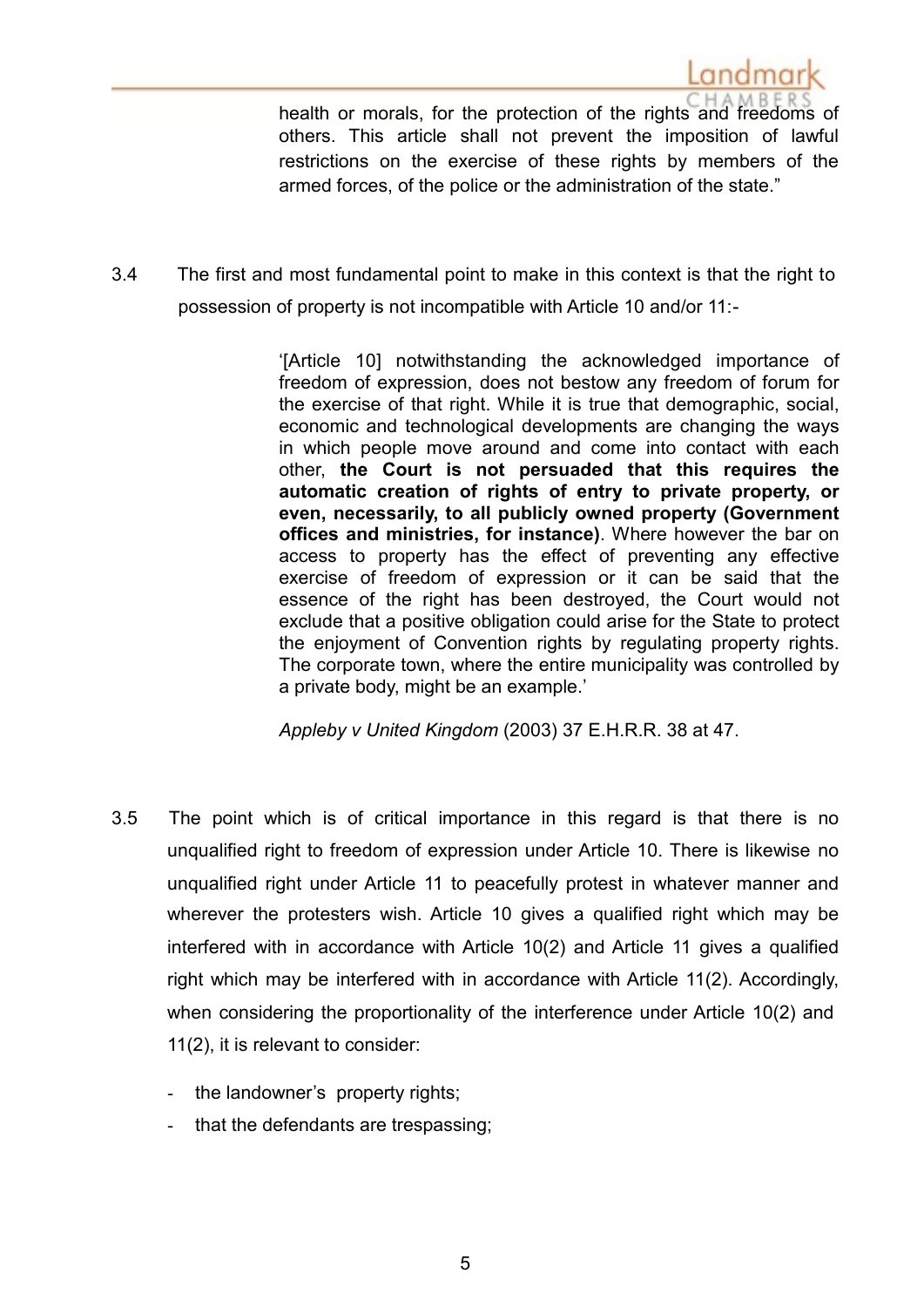> health or morals, for the protection of the rights and freedoms of others. This article shall not prevent the imposition of lawful restrictions on the exercise of these rights by members of the armed forces, of the police or the administration of the state."

3.4 The first and most fundamental point to make in this context is that the right to possession of property is not incompatible with Article 10 and/or 11:-

> '[Article 10] notwithstanding the acknowledged importance of freedom of expression, does not bestow any freedom of forum for the exercise of that right. While it is true that demographic, social, economic and technological developments are changing the ways in which people move around and come into contact with each other, **the Court is not persuaded that this requires the automatic creation of rights of entry to private property, or even, necessarily, to all publicly owned property (Government offices and ministries, for instance)**. Where however the bar on access to property has the effect of preventing any effective exercise of freedom of expression or it can be said that the essence of the right has been destroyed, the Court would not exclude that a positive obligation could arise for the State to protect the enjoyment of Convention rights by regulating property rights. The corporate town, where the entire municipality was controlled by a private body, might be an example.'
>
> *Appleby v United Kingdom* (2003) 37 E.H.R.R. 38 at 47.

3.5 The point which is of critical importance in this regard is that there is no unqualified right to freedom of expression under Article 10. There is likewise no unqualified right under Article 11 to peacefully protest in whatever manner and wherever the protesters wish. Article 10 gives a qualified right which may be interfered with in accordance with Article 10(2) and Article 11 gives a qualified right which may be interfered with in accordance with Article 11(2). Accordingly, when considering the proportionality of the interference under Article 10(2) and 11(2), it is relevant to consider:

- the landowner's property rights;
- that the defendants are trespassing;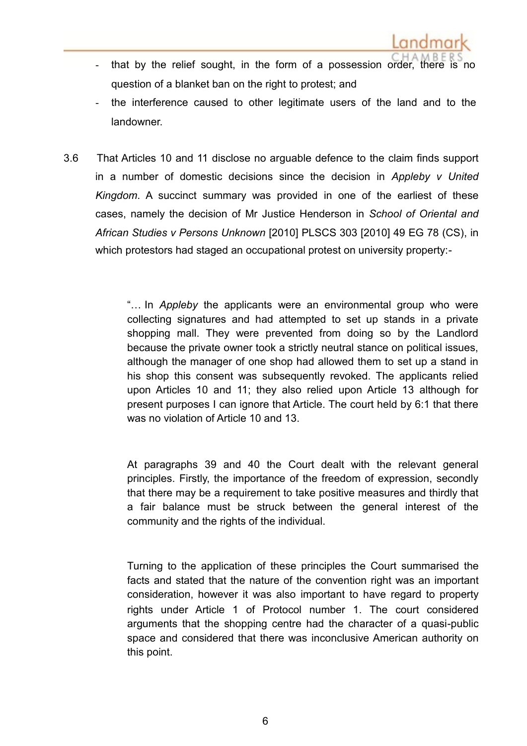- that by the relief sought, in the form of a possession order, there is no question of a blanket ban on the right to protest; and
- the interference caused to other legitimate users of the land and to the landowner.

3.6 That Articles 10 and 11 disclose no arguable defence to the claim finds support in a number of domestic decisions since the decision in *Appleby v United Kingdom*. A succinct summary was provided in one of the earliest of these cases, namely the decision of Mr Justice Henderson in *School of Oriental and African Studies v Persons Unknown* [2010] PLSCS 303 [2010] 49 EG 78 (CS), in which protestors had staged an occupational protest on university property:-

> "… In *Appleby* the applicants were an environmental group who were collecting signatures and had attempted to set up stands in a private shopping mall. They were prevented from doing so by the Landlord because the private owner took a strictly neutral stance on political issues, although the manager of one shop had allowed them to set up a stand in his shop this consent was subsequently revoked. The applicants relied upon Articles 10 and 11; they also relied upon Article 13 although for present purposes I can ignore that Article. The court held by 6:1 that there was no violation of Article 10 and 13.
>
> At paragraphs 39 and 40 the Court dealt with the relevant general principles. Firstly, the importance of the freedom of expression, secondly that there may be a requirement to take positive measures and thirdly that a fair balance must be struck between the general interest of the community and the rights of the individual.
>
> Turning to the application of these principles the Court summarised the facts and stated that the nature of the convention right was an important consideration, however it was also important to have regard to property rights under Article 1 of Protocol number 1. The court considered arguments that the shopping centre had the character of a quasi-public space and considered that there was inconclusive American authority on this point.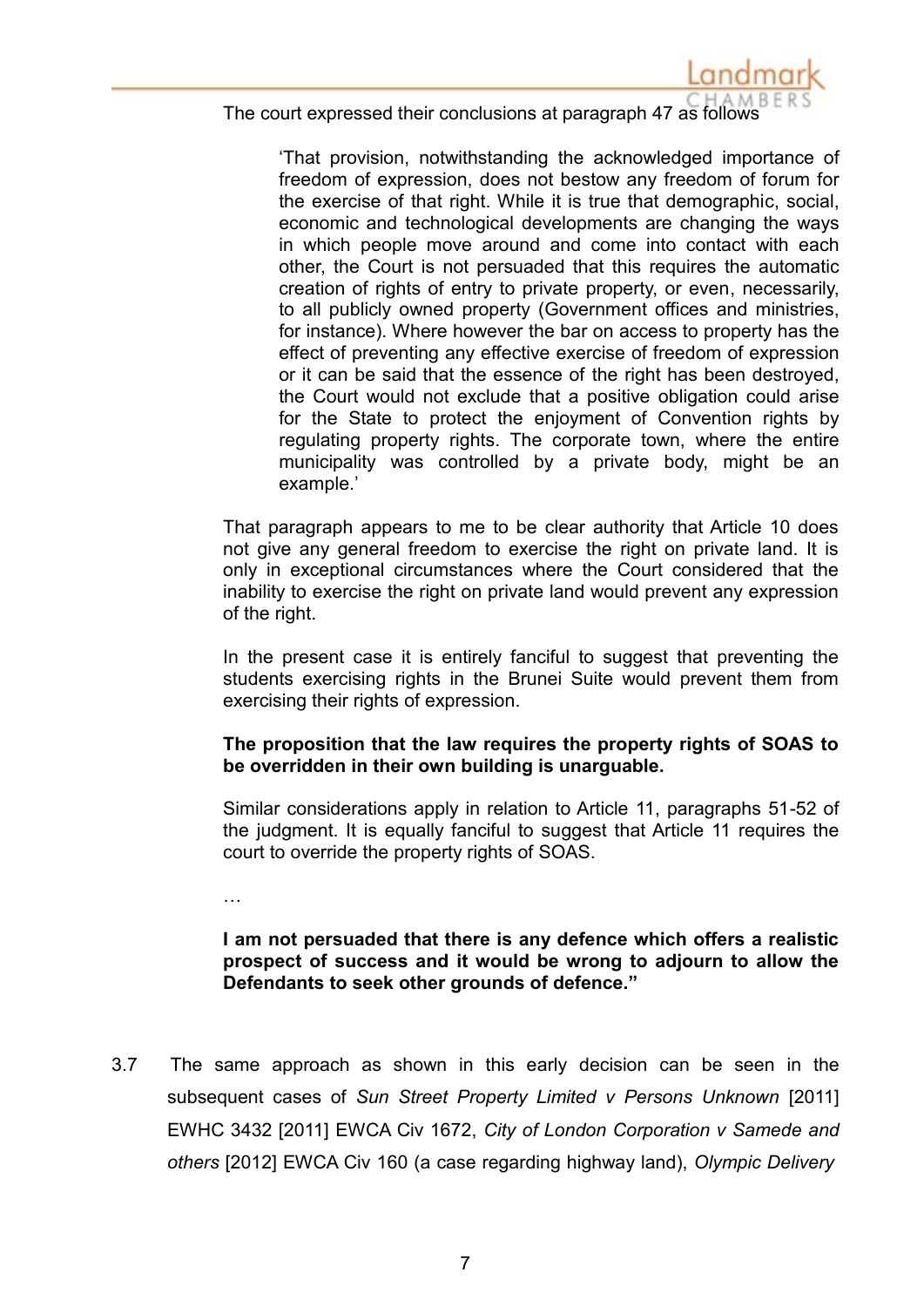The court expressed their conclusions at paragraph 47 as follows

> 'That provision, notwithstanding the acknowledged importance of freedom of expression, does not bestow any freedom of forum for the exercise of that right. While it is true that demographic, social, economic and technological developments are changing the ways in which people move around and come into contact with each other, the Court is not persuaded that this requires the automatic creation of rights of entry to private property, or even, necessarily, to all publicly owned property (Government offices and ministries, for instance). Where however the bar on access to property has the effect of preventing any effective exercise of freedom of expression or it can be said that the essence of the right has been destroyed, the Court would not exclude that a positive obligation could arise for the State to protect the enjoyment of Convention rights by regulating property rights. The corporate town, where the entire municipality was controlled by a private body, might be an example.'

That paragraph appears to me to be clear authority that Article 10 does not give any general freedom to exercise the right on private land. It is only in exceptional circumstances where the Court considered that the inability to exercise the right on private land would prevent any expression of the right.

In the present case it is entirely fanciful to suggest that preventing the students exercising rights in the Brunei Suite would prevent them from exercising their rights of expression.

**The proposition that the law requires the property rights of SOAS to be overridden in their own building is unarguable.**

Similar considerations apply in relation to Article 11, paragraphs 51-52 of the judgment. It is equally fanciful to suggest that Article 11 requires the court to override the property rights of SOAS.

…

**I am not persuaded that there is any defence which offers a realistic prospect of success and it would be wrong to adjourn to allow the Defendants to seek other grounds of defence."**

3.7 The same approach as shown in this early decision can be seen in the subsequent cases of *Sun Street Property Limited v Persons Unknown* [2011] EWHC 3432 [2011] EWCA Civ 1672, *City of London Corporation v Samede and others* [2012] EWCA Civ 160 (a case regarding highway land), *Olympic Delivery*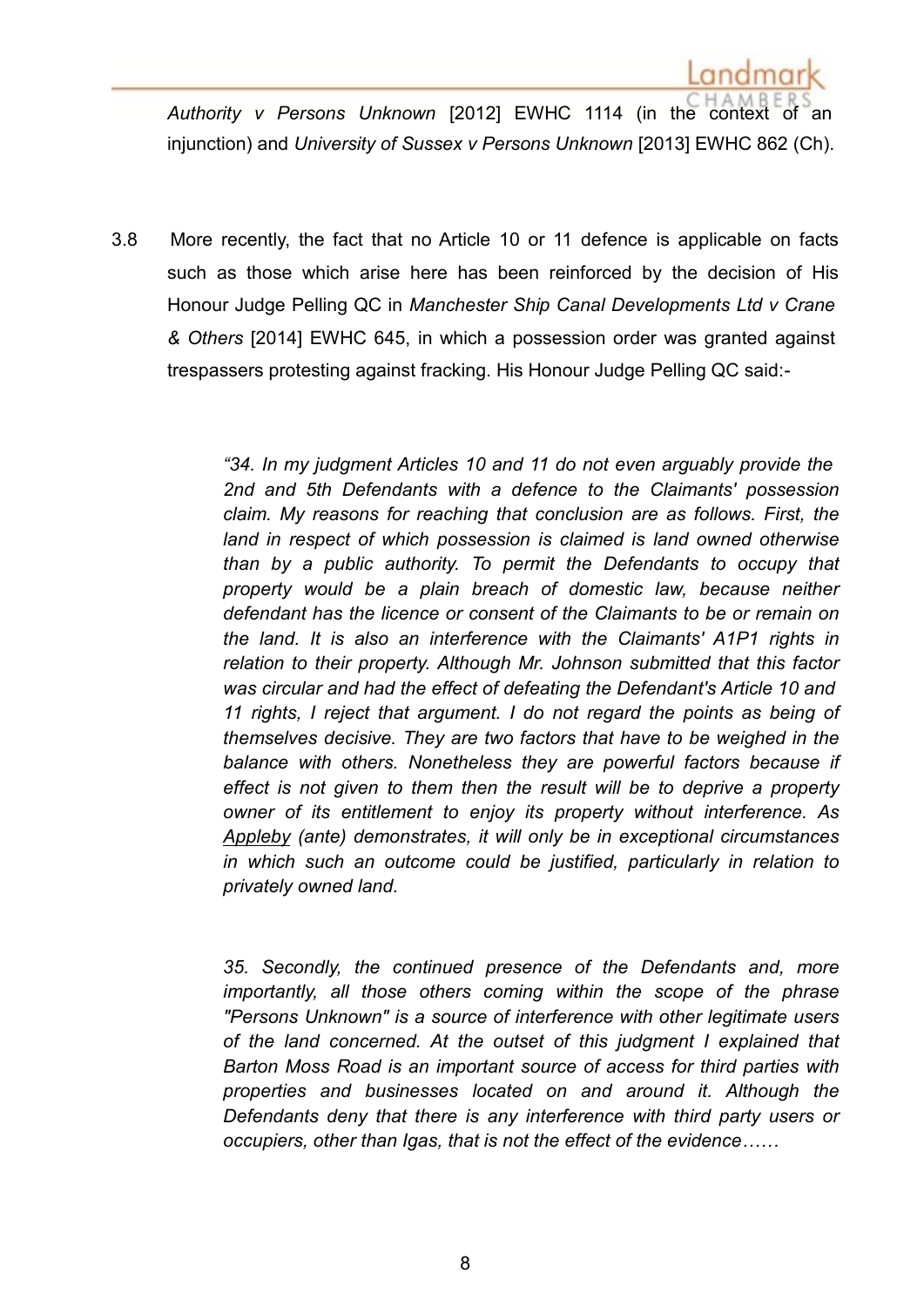*Authority v Persons Unknown* [2012] EWHC 1114 (in the context of an injunction) and *University of Sussex v Persons Unknown* [2013] EWHC 862 (Ch).

3.8 More recently, the fact that no Article 10 or 11 defence is applicable on facts such as those which arise here has been reinforced by the decision of His Honour Judge Pelling QC in *Manchester Ship Canal Developments Ltd v Crane & Others* [2014] EWHC 645, in which a possession order was granted against trespassers protesting against fracking. His Honour Judge Pelling QC said:-

> *"34. In my judgment Articles 10 and 11 do not even arguably provide the 2nd and 5th Defendants with a defence to the Claimants' possession claim. My reasons for reaching that conclusion are as follows. First, the land in respect of which possession is claimed is land owned otherwise than by a public authority. To permit the Defendants to occupy that property would be a plain breach of domestic law, because neither defendant has the licence or consent of the Claimants to be or remain on the land. It is also an interference with the Claimants' A1P1 rights in relation to their property. Although Mr. Johnson submitted that this factor was circular and had the effect of defeating the Defendant's Article 10 and 11 rights, I reject that argument. I do not regard the points as being of themselves decisive. They are two factors that have to be weighed in the balance with others. Nonetheless they are powerful factors because if effect is not given to them then the result will be to deprive a property owner of its entitlement to enjoy its property without interference. As Appleby (ante) demonstrates, it will only be in exceptional circumstances in which such an outcome could be justified, particularly in relation to privately owned land.*
>
> *35. Secondly, the continued presence of the Defendants and, more importantly, all those others coming within the scope of the phrase "Persons Unknown" is a source of interference with other legitimate users of the land concerned. At the outset of this judgment I explained that Barton Moss Road is an important source of access for third parties with properties and businesses located on and around it. Although the Defendants deny that there is any interference with third party users or occupiers, other than Igas, that is not the effect of the evidence……*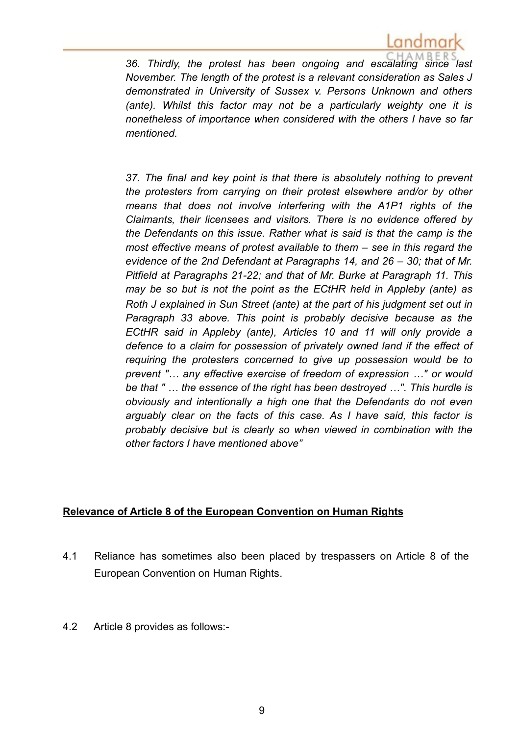*36. Thirdly, the protest has been ongoing and escalating since last November. The length of the protest is a relevant consideration as Sales J demonstrated in University of Sussex v. Persons Unknown and others (ante). Whilst this factor may not be a particularly weighty one it is nonetheless of importance when considered with the others I have so far mentioned.*

*37. The final and key point is that there is absolutely nothing to prevent the protesters from carrying on their protest elsewhere and/or by other means that does not involve interfering with the A1P1 rights of the Claimants, their licensees and visitors. There is no evidence offered by the Defendants on this issue. Rather what is said is that the camp is the most effective means of protest available to them – see in this regard the evidence of the 2nd Defendant at Paragraphs 14, and 26 – 30; that of Mr. Pitfield at Paragraphs 21-22; and that of Mr. Burke at Paragraph 11. This may be so but is not the point as the ECtHR held in Appleby (ante) as Roth J explained in Sun Street (ante) at the part of his judgment set out in Paragraph 33 above. This point is probably decisive because as the ECtHR said in Appleby (ante), Articles 10 and 11 will only provide a defence to a claim for possession of privately owned land if the effect of requiring the protesters concerned to give up possession would be to prevent "… any effective exercise of freedom of expression …" or would be that " … the essence of the right has been destroyed …". This hurdle is obviously and intentionally a high one that the Defendants do not even arguably clear on the facts of this case. As I have said, this factor is probably decisive but is clearly so when viewed in combination with the other factors I have mentioned above"*

**Relevance of Article 8 of the European Convention on Human Rights**

4.1 Reliance has sometimes also been placed by trespassers on Article 8 of the European Convention on Human Rights.

4.2 Article 8 provides as follows:-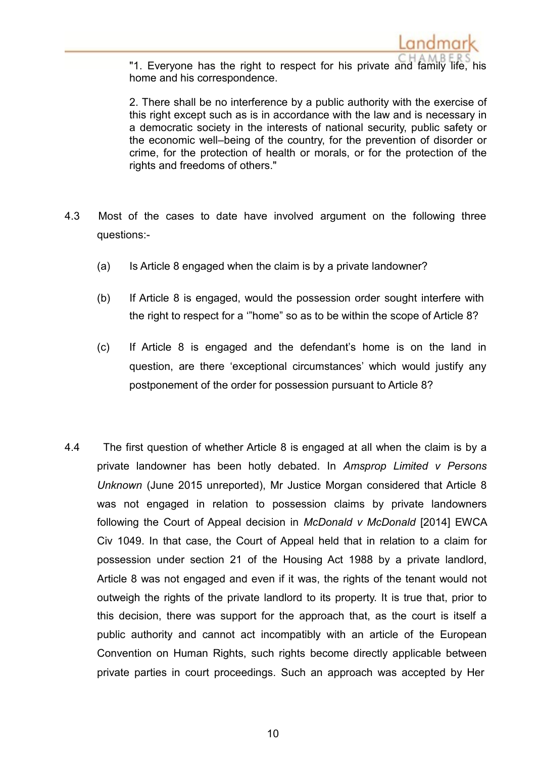> "1. Everyone has the right to respect for his private and family life, his home and his correspondence.
>
> 2. There shall be no interference by a public authority with the exercise of this right except such as is in accordance with the law and is necessary in a democratic society in the interests of national security, public safety or the economic well–being of the country, for the prevention of disorder or crime, for the protection of health or morals, or for the protection of the rights and freedoms of others."

4.3 Most of the cases to date have involved argument on the following three questions:-

(a) Is Article 8 engaged when the claim is by a private landowner?

(b) If Article 8 is engaged, would the possession order sought interfere with the right to respect for a '"home" so as to be within the scope of Article 8?

(c) If Article 8 is engaged and the defendant's home is on the land in question, are there 'exceptional circumstances' which would justify any postponement of the order for possession pursuant to Article 8?

4.4 The first question of whether Article 8 is engaged at all when the claim is by a private landowner has been hotly debated. In *Amsprop Limited v Persons Unknown* (June 2015 unreported), Mr Justice Morgan considered that Article 8 was not engaged in relation to possession claims by private landowners following the Court of Appeal decision in *McDonald v McDonald* [2014] EWCA Civ 1049. In that case, the Court of Appeal held that in relation to a claim for possession under section 21 of the Housing Act 1988 by a private landlord, Article 8 was not engaged and even if it was, the rights of the tenant would not outweigh the rights of the private landlord to its property. It is true that, prior to this decision, there was support for the approach that, as the court is itself a public authority and cannot act incompatibly with an article of the European Convention on Human Rights, such rights become directly applicable between private parties in court proceedings. Such an approach was accepted by Her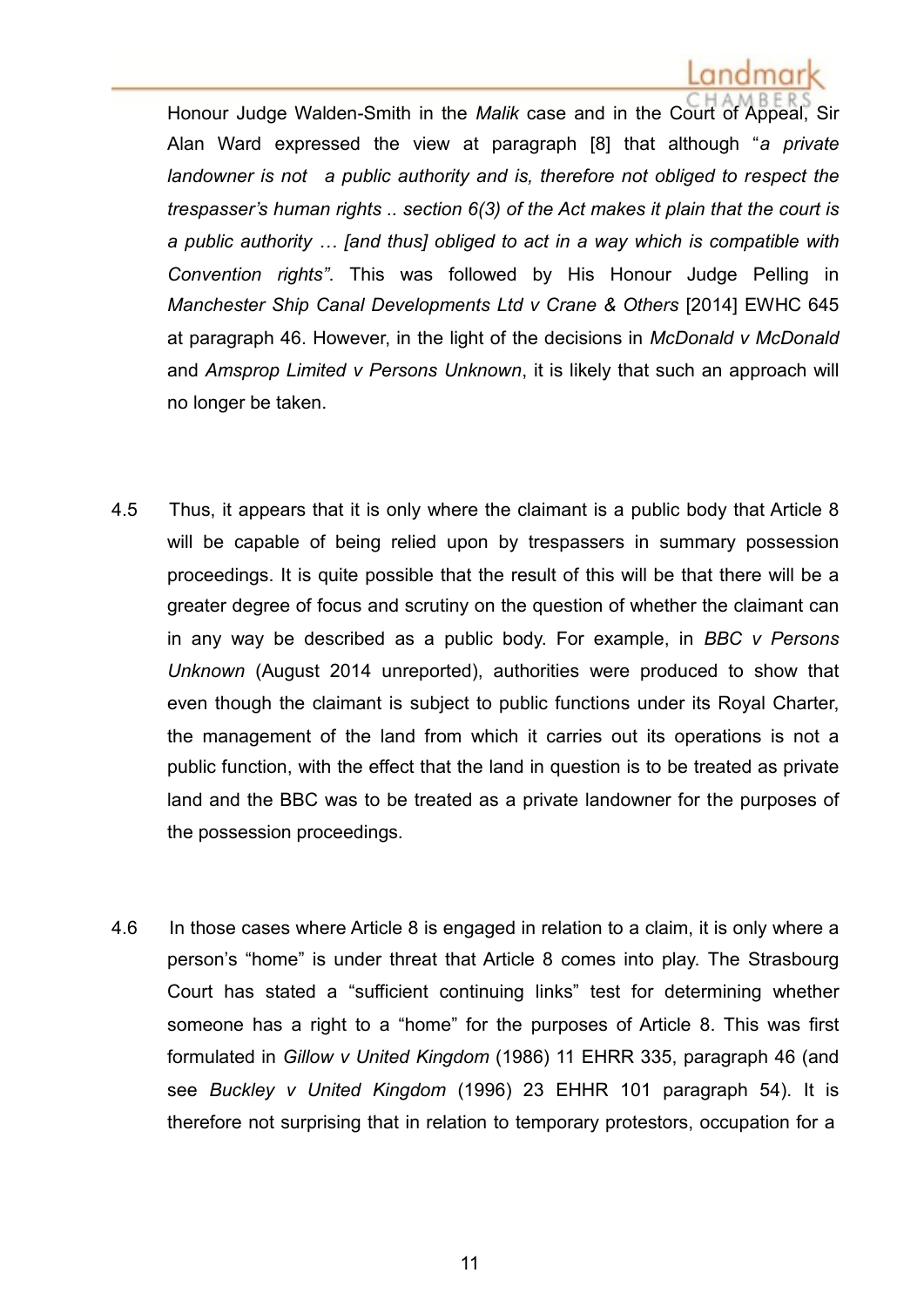Honour Judge Walden-Smith in the *Malik* case and in the Court of Appeal, Sir Alan Ward expressed the view at paragraph [8] that although "*a private landowner is not a public authority and is, therefore not obliged to respect the trespasser's human rights .. section 6(3) of the Act makes it plain that the court is a public authority … [and thus] obliged to act in a way which is compatible with Convention rights*". This was followed by His Honour Judge Pelling in *Manchester Ship Canal Developments Ltd v Crane & Others* [2014] EWHC 645 at paragraph 46. However, in the light of the decisions in *McDonald v McDonald* and *Amsprop Limited v Persons Unknown*, it is likely that such an approach will no longer be taken.

4.5 Thus, it appears that it is only where the claimant is a public body that Article 8 will be capable of being relied upon by trespassers in summary possession proceedings. It is quite possible that the result of this will be that there will be a greater degree of focus and scrutiny on the question of whether the claimant can in any way be described as a public body. For example, in *BBC v Persons Unknown* (August 2014 unreported), authorities were produced to show that even though the claimant is subject to public functions under its Royal Charter, the management of the land from which it carries out its operations is not a public function, with the effect that the land in question is to be treated as private land and the BBC was to be treated as a private landowner for the purposes of the possession proceedings.

4.6 In those cases where Article 8 is engaged in relation to a claim, it is only where a person's "home" is under threat that Article 8 comes into play. The Strasbourg Court has stated a "sufficient continuing links" test for determining whether someone has a right to a "home" for the purposes of Article 8. This was first formulated in *Gillow v United Kingdom* (1986) 11 EHRR 335, paragraph 46 (and see *Buckley v United Kingdom* (1996) 23 EHHR 101 paragraph 54). It is therefore not surprising that in relation to temporary protestors, occupation for a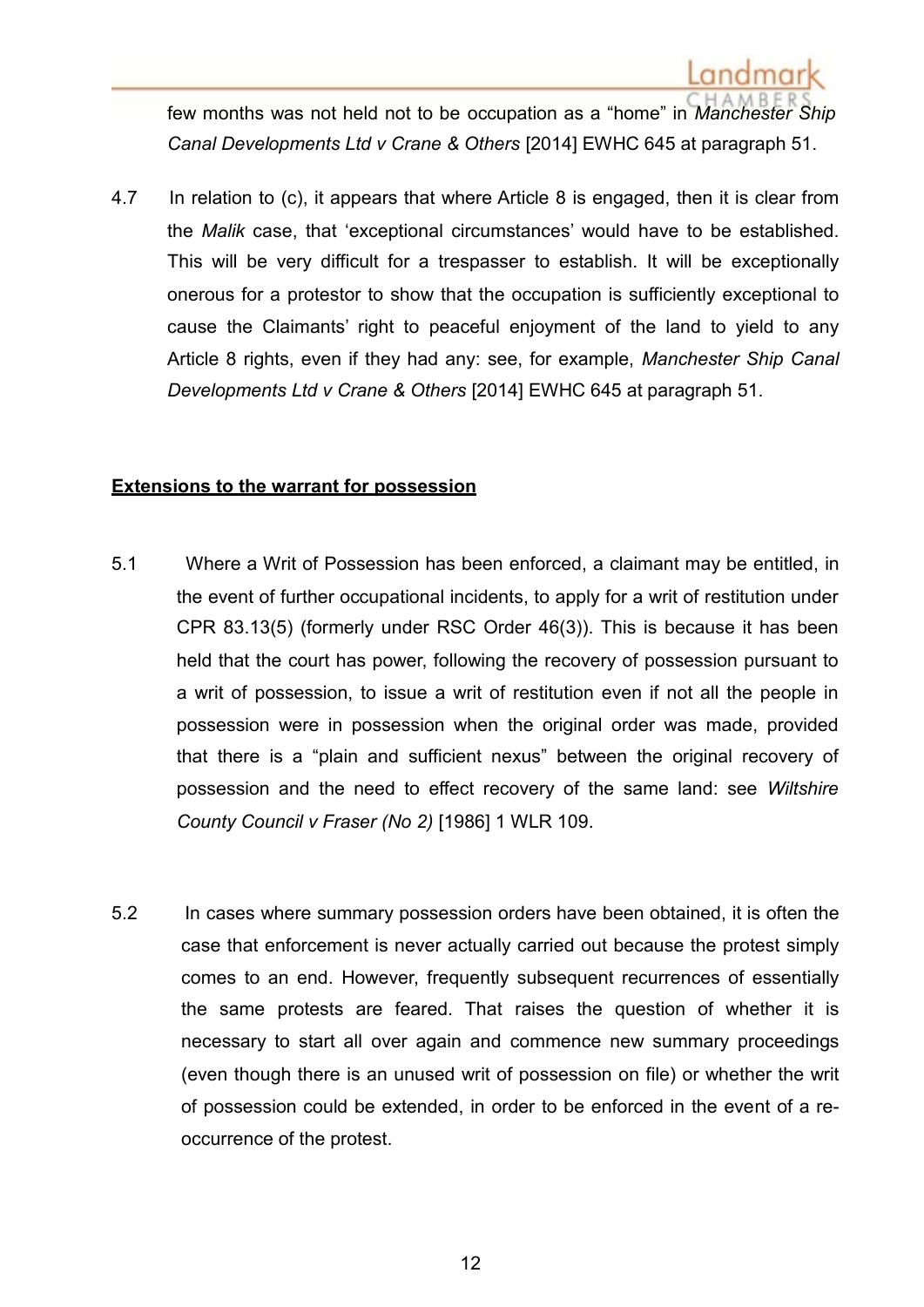few months was not held not to be occupation as a "home" in *Manchester Ship Canal Developments Ltd v Crane & Others* [2014] EWHC 645 at paragraph 51.

4.7 In relation to (c), it appears that where Article 8 is engaged, then it is clear from the *Malik* case, that 'exceptional circumstances' would have to be established. This will be very difficult for a trespasser to establish. It will be exceptionally onerous for a protestor to show that the occupation is sufficiently exceptional to cause the Claimants' right to peaceful enjoyment of the land to yield to any Article 8 rights, even if they had any: see, for example, *Manchester Ship Canal Developments Ltd v Crane & Others* [2014] EWHC 645 at paragraph 51.

**<u>Extensions to the warrant for possession</u>**

5.1 Where a Writ of Possession has been enforced, a claimant may be entitled, in the event of further occupational incidents, to apply for a writ of restitution under CPR 83.13(5) (formerly under RSC Order 46(3)). This is because it has been held that the court has power, following the recovery of possession pursuant to a writ of possession, to issue a writ of restitution even if not all the people in possession were in possession when the original order was made, provided that there is a "plain and sufficient nexus" between the original recovery of possession and the need to effect recovery of the same land: see *Wiltshire County Council v Fraser (No 2)* [1986] 1 WLR 109.

5.2 In cases where summary possession orders have been obtained, it is often the case that enforcement is never actually carried out because the protest simply comes to an end. However, frequently subsequent recurrences of essentially the same protests are feared. That raises the question of whether it is necessary to start all over again and commence new summary proceedings (even though there is an unused writ of possession on file) or whether the writ of possession could be extended, in order to be enforced in the event of a re-occurrence of the protest.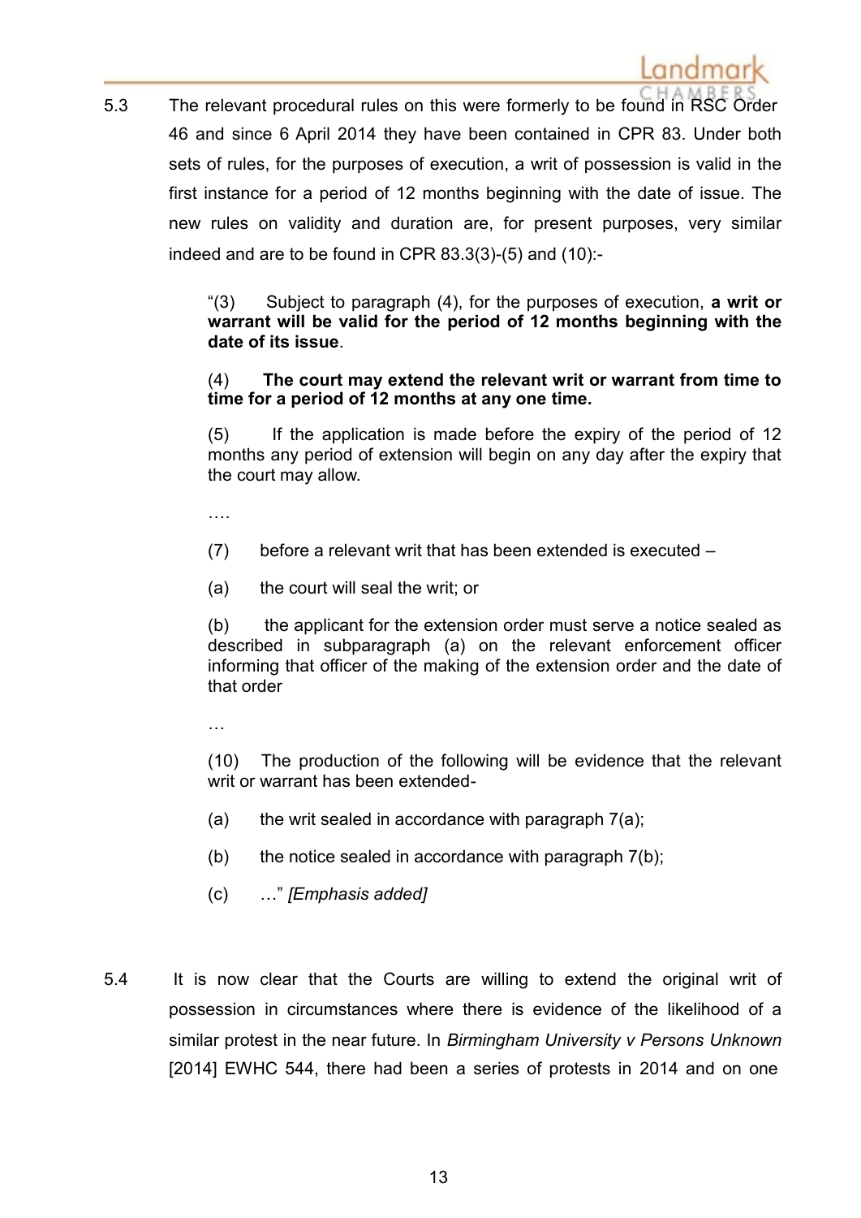5.3 The relevant procedural rules on this were formerly to be found in RSC Order 46 and since 6 April 2014 they have been contained in CPR 83. Under both sets of rules, for the purposes of execution, a writ of possession is valid in the first instance for a period of 12 months beginning with the date of issue. The new rules on validity and duration are, for present purposes, very similar indeed and are to be found in CPR 83.3(3)-(5) and (10):-

> "(3) Subject to paragraph (4), for the purposes of execution, **a writ or warrant will be valid for the period of 12 months beginning with the date of its issue**.
>
> (4) **The court may extend the relevant writ or warrant from time to time for a period of 12 months at any one time.**
>
> (5) If the application is made before the expiry of the period of 12 months any period of extension will begin on any day after the expiry that the court may allow.
>
> ….
>
> (7) before a relevant writ that has been extended is executed –
>
> (a) the court will seal the writ; or
>
> (b) the applicant for the extension order must serve a notice sealed as described in subparagraph (a) on the relevant enforcement officer informing that officer of the making of the extension order and the date of that order
>
> …
>
> (10) The production of the following will be evidence that the relevant writ or warrant has been extended-
>
> (a) the writ sealed in accordance with paragraph 7(a);
>
> (b) the notice sealed in accordance with paragraph 7(b);
>
> (c) …" *[Emphasis added]*

5.4 It is now clear that the Courts are willing to extend the original writ of possession in circumstances where there is evidence of the likelihood of a similar protest in the near future. In *Birmingham University v Persons Unknown* [2014] EWHC 544, there had been a series of protests in 2014 and on one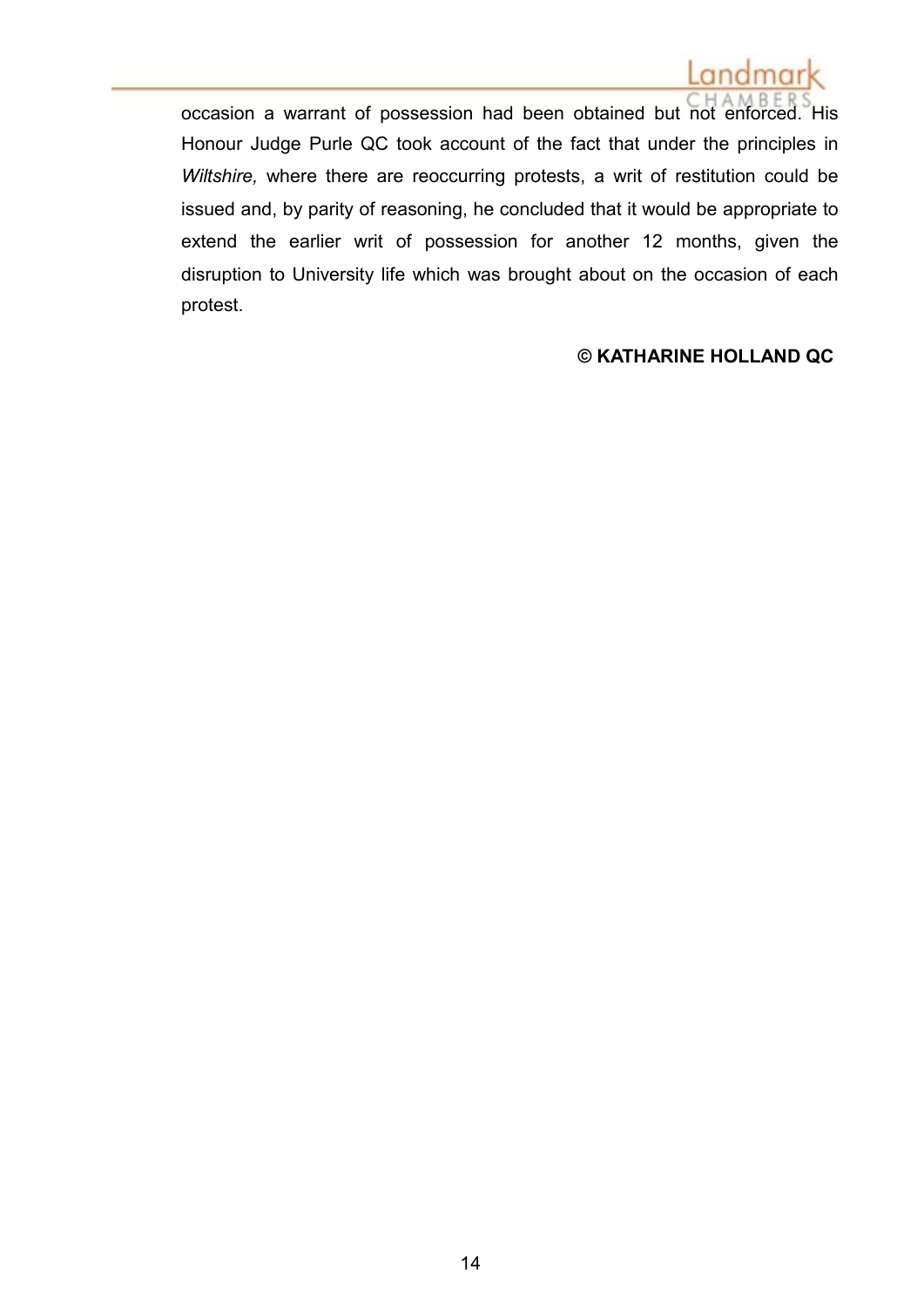occasion a warrant of possession had been obtained but not enforced. His Honour Judge Purle QC took account of the fact that under the principles in *Wiltshire,* where there are reoccurring protests, a writ of restitution could be issued and, by parity of reasoning, he concluded that it would be appropriate to extend the earlier writ of possession for another 12 months, given the disruption to University life which was brought about on the occasion of each protest.

**© KATHARINE HOLLAND QC**